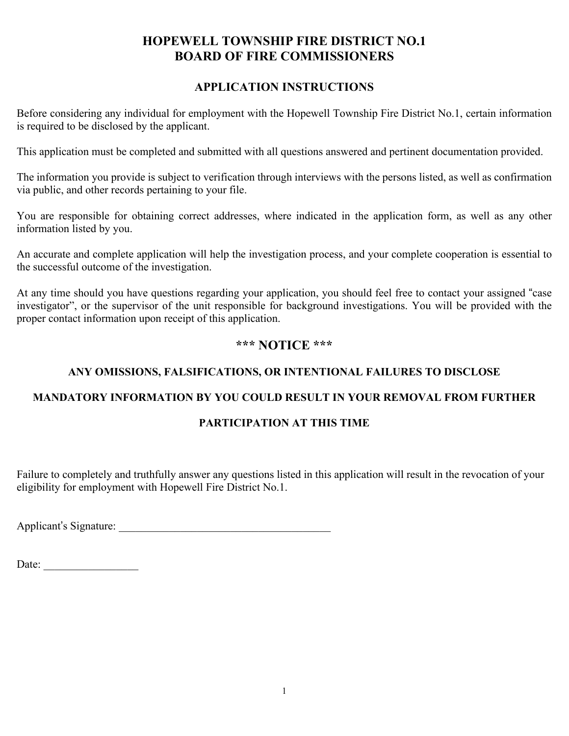# HOPEWELL TOWNSHIP FIRE DISTRICT NO.1
# BOARD OF FIRE COMMISSIONERS

## APPLICATION INSTRUCTIONS

Before considering any individual for employment with the Hopewell Township Fire District No.1, certain information is required to be disclosed by the applicant.

This application must be completed and submitted with all questions answered and pertinent documentation provided.

The information you provide is subject to verification through interviews with the persons listed, as well as confirmation via public, and other records pertaining to your file.

You are responsible for obtaining correct addresses, where indicated in the application form, as well as any other information listed by you.

An accurate and complete application will help the investigation process, and your complete cooperation is essential to the successful outcome of the investigation.

At any time should you have questions regarding your application, you should feel free to contact your assigned "case investigator", or the supervisor of the unit responsible for background investigations. You will be provided with the proper contact information upon receipt of this application.

## *** NOTICE ***

**ANY OMISSIONS, FALSIFICATIONS, OR INTENTIONAL FAILURES TO DISCLOSE**

**MANDATORY INFORMATION BY YOU COULD RESULT IN YOUR REMOVAL FROM FURTHER**

**PARTICIPATION AT THIS TIME**

Failure to completely and truthfully answer any questions listed in this application will result in the revocation of your eligibility for employment with Hopewell Fire District No.1.

Applicant's Signature: ______________________________________

Date: _________________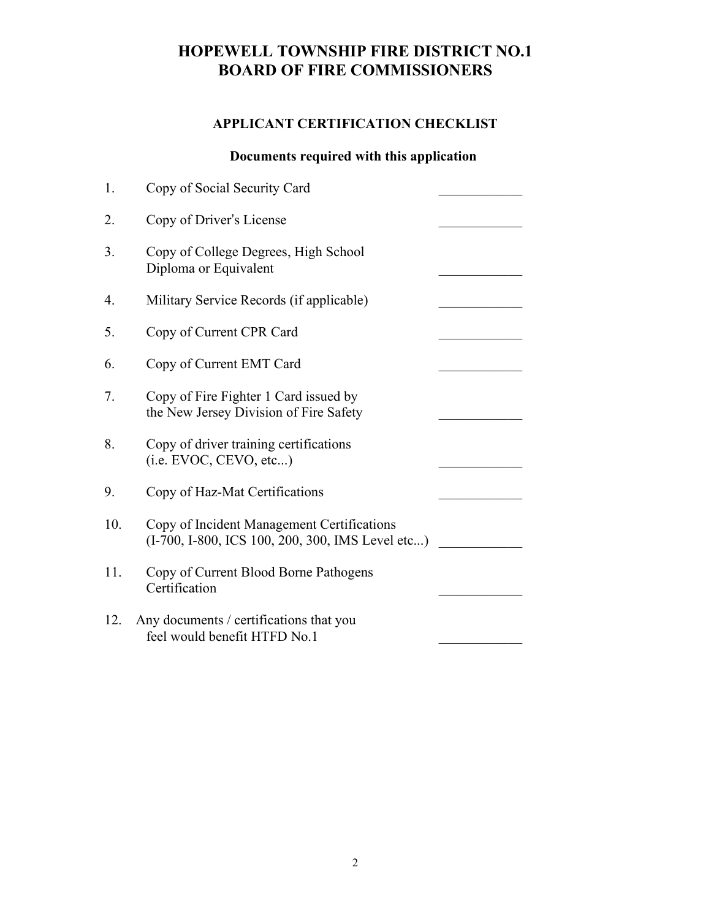# HOPEWELL TOWNSHIP FIRE DISTRICT NO.1
# BOARD OF FIRE COMMISSIONERS

## APPLICANT CERTIFICATION CHECKLIST

### Documents required with this application

1. Copy of Social Security Card ____________
2. Copy of Driver's License ____________
3. Copy of College Degrees, High School Diploma or Equivalent ____________
4. Military Service Records (if applicable) ____________
5. Copy of Current CPR Card ____________
6. Copy of Current EMT Card ____________
7. Copy of Fire Fighter 1 Card issued by the New Jersey Division of Fire Safety ____________
8. Copy of driver training certifications (i.e. EVOC, CEVO, etc...) ____________
9. Copy of Haz-Mat Certifications ____________
10. Copy of Incident Management Certifications (I-700, I-800, ICS 100, 200, 300, IMS Level etc...) ____________
11. Copy of Current Blood Borne Pathogens Certification ____________
12. Any documents / certifications that you feel would benefit HTFD No.1 ____________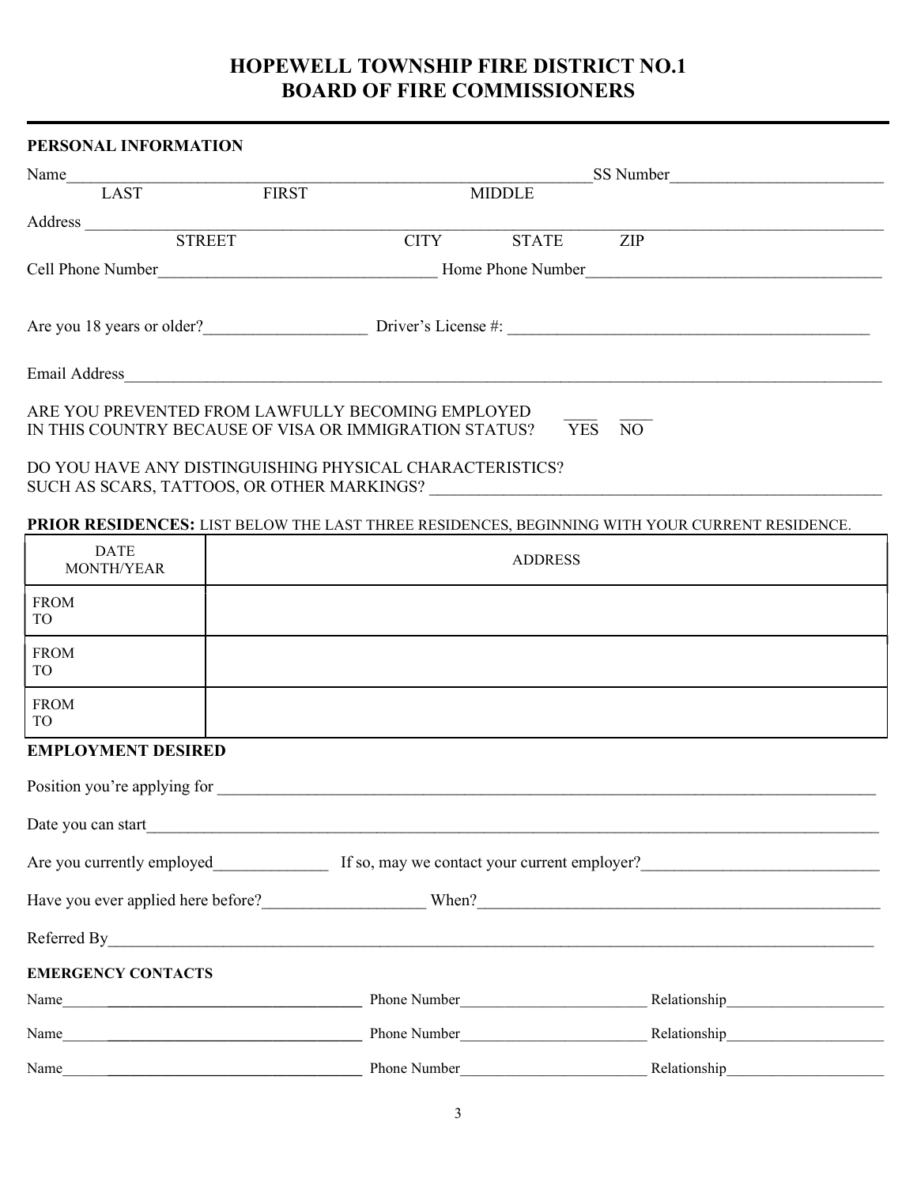# HOPEWELL TOWNSHIP FIRE DISTRICT NO.1
# BOARD OF FIRE COMMISSIONERS

**PERSONAL INFORMATION**

Name_______________________________________________________________ SS Number__________________________
LAST FIRST MIDDLE

Address ____________________________________________________________________________________________
STREET CITY STATE ZIP

Cell Phone Number__________________________________ Home Phone Number___________________________________

Are you 18 years or older?____________________ Driver's License #: ____________________________________________

Email Address_________________________________________________________________________________________

ARE YOU PREVENTED FROM LAWFULLY BECOMING EMPLOYED
IN THIS COUNTRY BECAUSE OF VISA OR IMMIGRATION STATUS? ____ YES ____ NO

DO YOU HAVE ANY DISTINGUISHING PHYSICAL CHARACTERISTICS?
SUCH AS SCARS, TATTOOS, OR OTHER MARKINGS? ________________________________________________________

**PRIOR RESIDENCES:** LIST BELOW THE LAST THREE RESIDENCES, BEGINNING WITH YOUR CURRENT RESIDENCE.

| DATE MONTH/YEAR | ADDRESS |
|---|---|
| FROM<br>TO | |
| FROM<br>TO | |
| FROM<br>TO | |

**EMPLOYMENT DESIRED**

Position you're applying for ________________________________________________________________________________

Date you can start__________________________________________________________________________________________

Are you currently employed______________ If so, may we contact your current employer?_____________________________

Have you ever applied here before?____________________ When?___________________________________________________

Referred By_________________________________________________________________________________________________

**EMERGENCY CONTACTS**

Name________________________________________ Phone Number________________________ Relationship_____________________

Name________________________________________ Phone Number________________________ Relationship_____________________

Name________________________________________ Phone Number________________________ Relationship_____________________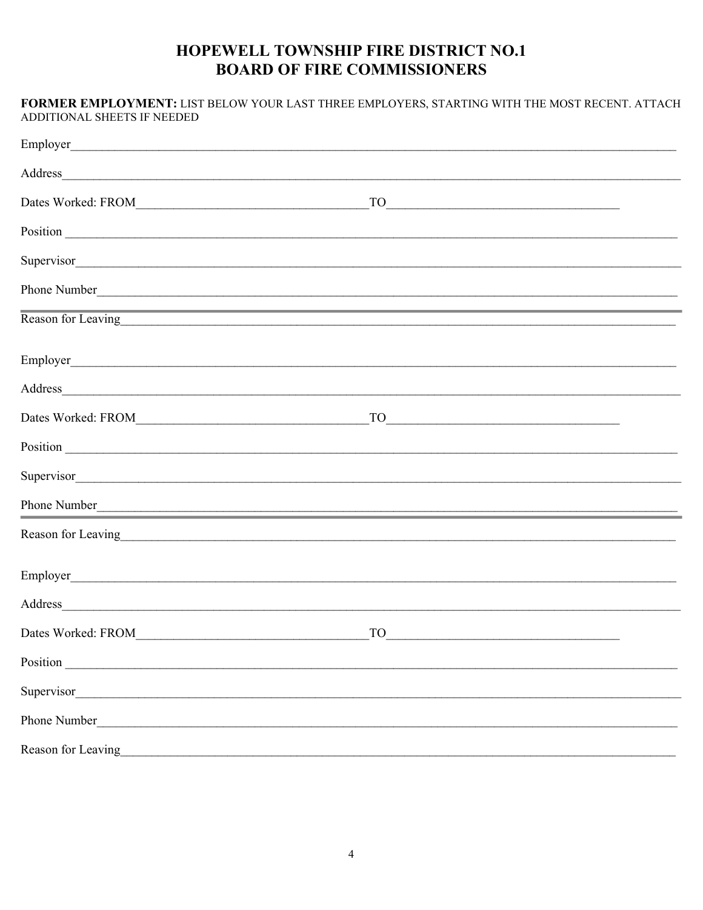# HOPEWELL TOWNSHIP FIRE DISTRICT NO.1
# BOARD OF FIRE COMMISSIONERS

**FORMER EMPLOYMENT:** LIST BELOW YOUR LAST THREE EMPLOYERS, STARTING WITH THE MOST RECENT. ATTACH ADDITIONAL SHEETS IF NEEDED

Employer________________________________________________________________________________

Address_________________________________________________________________________________

Dates Worked: FROM____________________________________TO____________________________________

Position ________________________________________________________________________________

Supervisor_______________________________________________________________________________

Phone Number____________________________________________________________________________

Reason for Leaving_________________________________________________________________________

Employer________________________________________________________________________________

Address_________________________________________________________________________________

Dates Worked: FROM____________________________________TO____________________________________

Position ________________________________________________________________________________

Supervisor_______________________________________________________________________________

Phone Number____________________________________________________________________________

Reason for Leaving_________________________________________________________________________

Employer________________________________________________________________________________

Address_________________________________________________________________________________

Dates Worked: FROM____________________________________TO____________________________________

Position ________________________________________________________________________________

Supervisor_______________________________________________________________________________

Phone Number____________________________________________________________________________

Reason for Leaving_________________________________________________________________________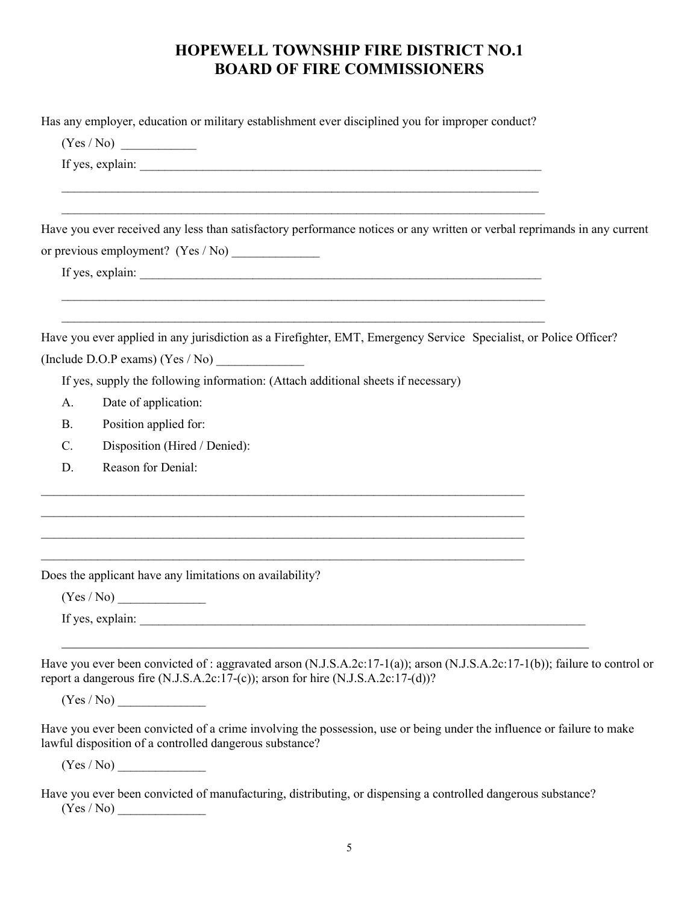# HOPEWELL TOWNSHIP FIRE DISTRICT NO.1
# BOARD OF FIRE COMMISSIONERS

Has any employer, education or military establishment ever disciplined you for improper conduct?

(Yes / No) ____________

If yes, explain: ____________________________________________________________________

________________________________________________________________________________

________________________________________________________________________________

Have you ever received any less than satisfactory performance notices or any written or verbal reprimands in any current or previous employment? (Yes / No) ______________

If yes, explain: ____________________________________________________________________

________________________________________________________________________________

________________________________________________________________________________

Have you ever applied in any jurisdiction as a Firefighter, EMT, Emergency Service Specialist, or Police Officer? (Include D.O.P exams) (Yes / No) ______________

If yes, supply the following information: (Attach additional sheets if necessary)

A. Date of application:

B. Position applied for:

C. Disposition (Hired / Denied):

D. Reason for Denial:

________________________________________________________________________________

________________________________________________________________________________

________________________________________________________________________________

________________________________________________________________________________

Does the applicant have any limitations on availability?

(Yes / No) ______________

If yes, explain: ____________________________________________________________________

________________________________________________________________________________

Have you ever been convicted of : aggravated arson (N.J.S.A.2c:17-1(a)); arson (N.J.S.A.2c:17-1(b)); failure to control or report a dangerous fire (N.J.S.A.2c:17-(c)); arson for hire (N.J.S.A.2c:17-(d))?

(Yes / No) ______________

Have you ever been convicted of a crime involving the possession, use or being under the influence or failure to make lawful disposition of a controlled dangerous substance?

(Yes / No) ______________

Have you ever been convicted of manufacturing, distributing, or dispensing a controlled dangerous substance?
(Yes / No) ______________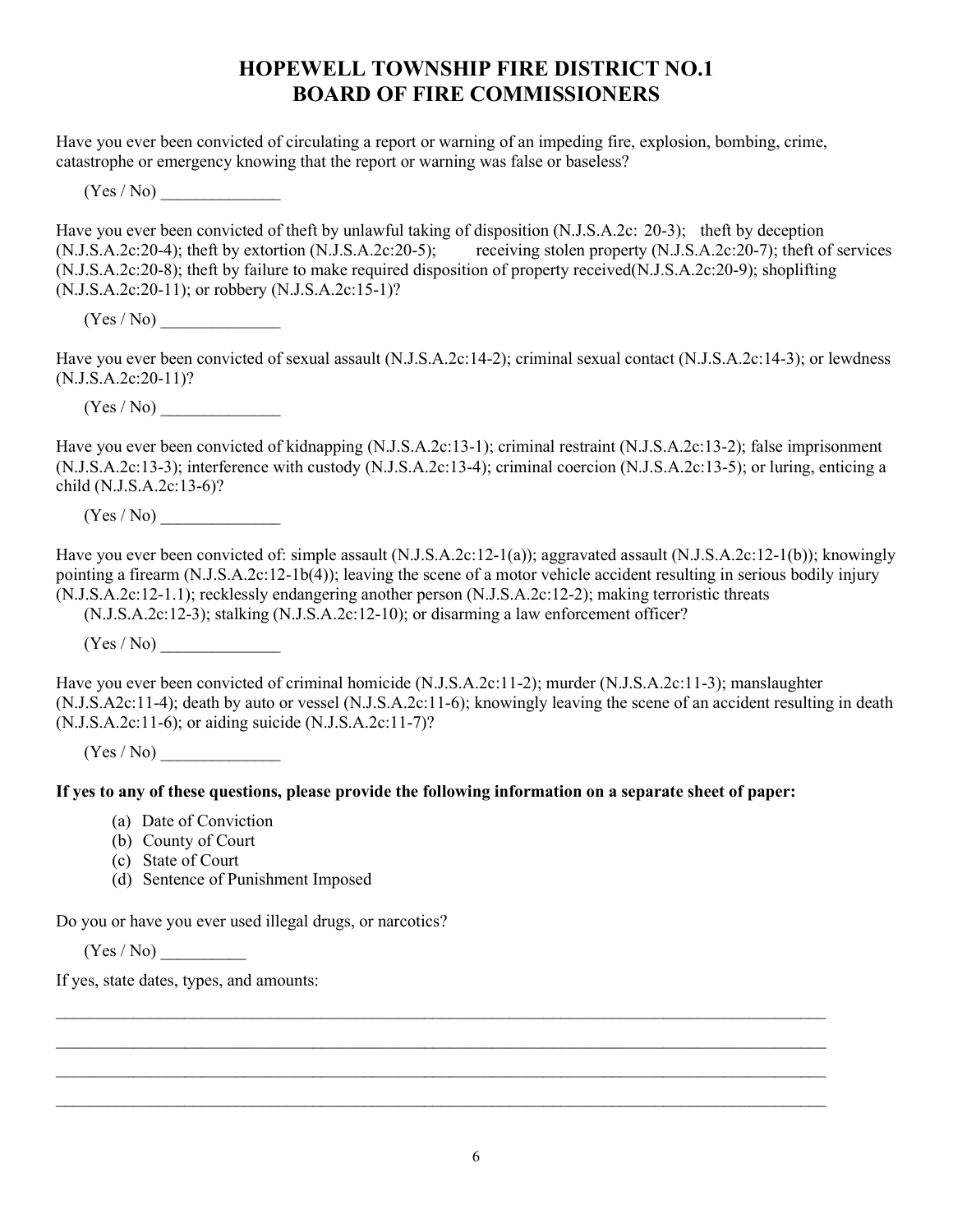# HOPEWELL TOWNSHIP FIRE DISTRICT NO.1
# BOARD OF FIRE COMMISSIONERS

Have you ever been convicted of circulating a report or warning of an impeding fire, explosion, bombing, crime, catastrophe or emergency knowing that the report or warning was false or baseless?

(Yes / No) ______________

Have you ever been convicted of theft by unlawful taking of disposition (N.J.S.A.2c: 20-3); theft by deception (N.J.S.A.2c:20-4); theft by extortion (N.J.S.A.2c:20-5); receiving stolen property (N.J.S.A.2c:20-7); theft of services (N.J.S.A.2c:20-8); theft by failure to make required disposition of property received(N.J.S.A.2c:20-9); shoplifting (N.J.S.A.2c:20-11); or robbery (N.J.S.A.2c:15-1)?

(Yes / No) ______________

Have you ever been convicted of sexual assault (N.J.S.A.2c:14-2); criminal sexual contact (N.J.S.A.2c:14-3); or lewdness (N.J.S.A.2c:20-11)?

(Yes / No) ______________

Have you ever been convicted of kidnapping (N.J.S.A.2c:13-1); criminal restraint (N.J.S.A.2c:13-2); false imprisonment (N.J.S.A.2c:13-3); interference with custody (N.J.S.A.2c:13-4); criminal coercion (N.J.S.A.2c:13-5); or luring, enticing a child (N.J.S.A.2c:13-6)?

(Yes / No) ______________

Have you ever been convicted of: simple assault (N.J.S.A.2c:12-1(a)); aggravated assault (N.J.S.A.2c:12-1(b)); knowingly pointing a firearm (N.J.S.A.2c:12-1b(4)); leaving the scene of a motor vehicle accident resulting in serious bodily injury (N.J.S.A.2c:12-1.1); recklessly endangering another person (N.J.S.A.2c:12-2); making terroristic threats (N.J.S.A.2c:12-3); stalking (N.J.S.A.2c:12-10); or disarming a law enforcement officer?

(Yes / No) ______________

Have you ever been convicted of criminal homicide (N.J.S.A.2c:11-2); murder (N.J.S.A.2c:11-3); manslaughter (N.J.S.A2c:11-4); death by auto or vessel (N.J.S.A.2c:11-6); knowingly leaving the scene of an accident resulting in death (N.J.S.A.2c:11-6); or aiding suicide (N.J.S.A.2c:11-7)?

(Yes / No) ______________

**If yes to any of these questions, please provide the following information on a separate sheet of paper:**

(a) Date of Conviction
(b) County of Court
(c) State of Court
(d) Sentence of Punishment Imposed

Do you or have you ever used illegal drugs, or narcotics?

(Yes / No) __________

If yes, state dates, types, and amounts:

______________________________________________________________________________________________

______________________________________________________________________________________________

______________________________________________________________________________________________

______________________________________________________________________________________________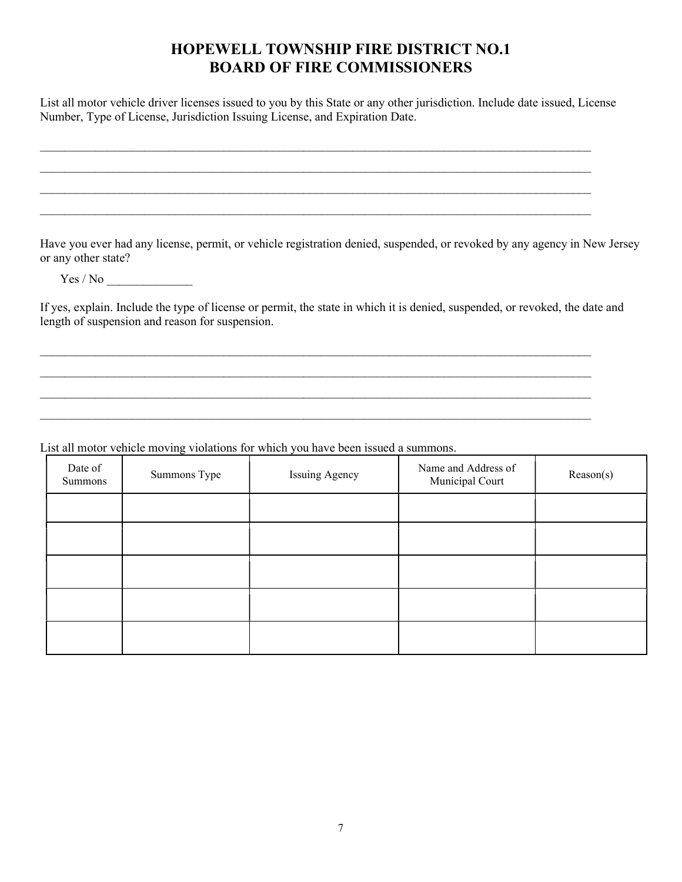# HOPEWELL TOWNSHIP FIRE DISTRICT NO.1
# BOARD OF FIRE COMMISSIONERS

List all motor vehicle driver licenses issued to you by this State or any other jurisdiction. Include date issued, License Number, Type of License, Jurisdiction Issuing License, and Expiration Date.

______________________________________________________________________________________

______________________________________________________________________________________

______________________________________________________________________________________

______________________________________________________________________________________

Have you ever had any license, permit, or vehicle registration denied, suspended, or revoked by any agency in New Jersey or any other state?

Yes / No ______________

If yes, explain. Include the type of license or permit, the state in which it is denied, suspended, or revoked, the date and length of suspension and reason for suspension.

______________________________________________________________________________________

______________________________________________________________________________________

______________________________________________________________________________________

______________________________________________________________________________________

List all motor vehicle moving violations for which you have been issued a summons.

| Date of Summons | Summons Type | Issuing Agency | Name and Address of Municipal Court | Reason(s) |
|---|---|---|---|---|
| | | | | |
| | | | | |
| | | | | |
| | | | | |
| | | | | |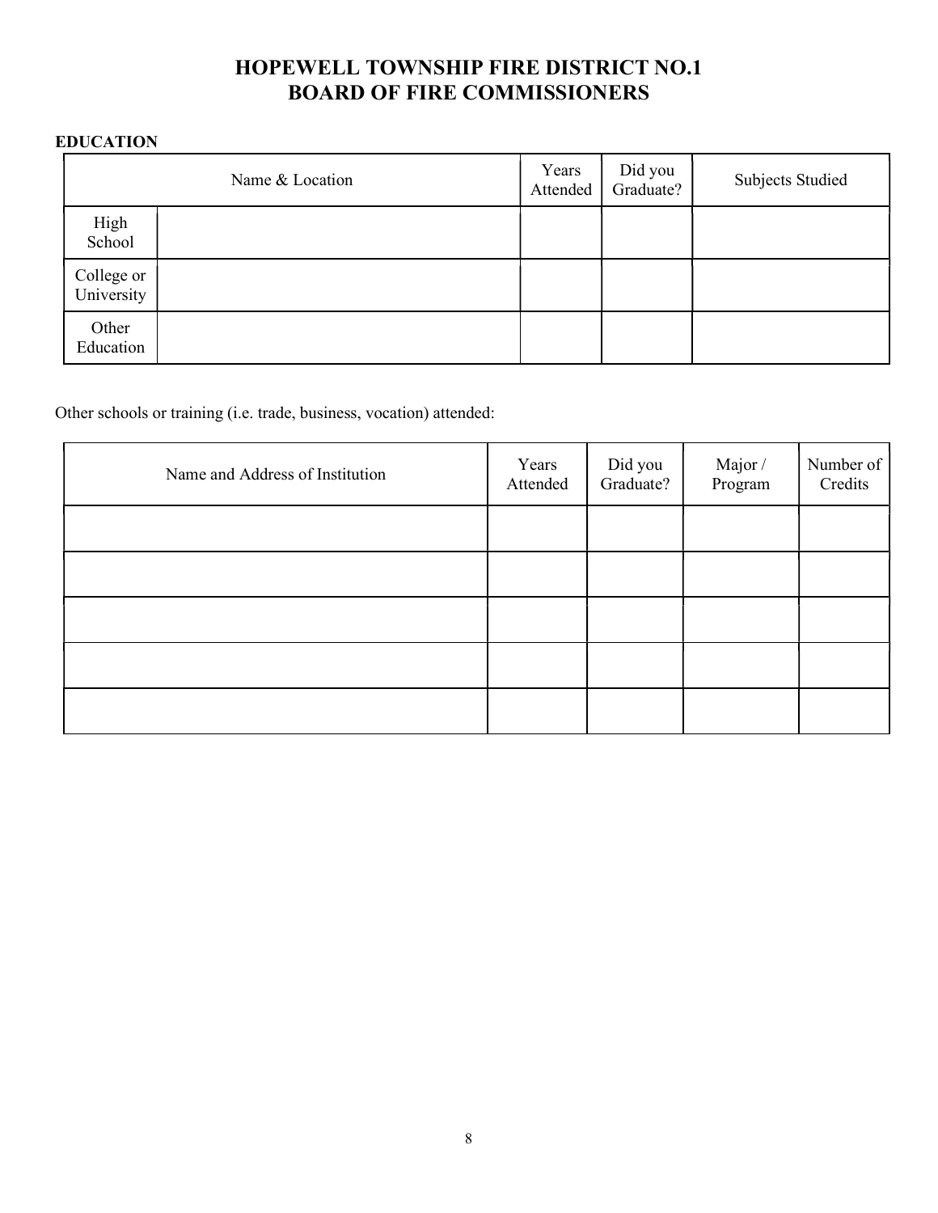# HOPEWELL TOWNSHIP FIRE DISTRICT NO.1
# BOARD OF FIRE COMMISSIONERS

**EDUCATION**

| Name & Location | | Years Attended | Did you Graduate? | Subjects Studied |
|---|---|---|---|---|
| High School | | | | |
| College or University | | | | |
| Other Education | | | | |

Other schools or training (i.e. trade, business, vocation) attended:

| Name and Address of Institution | Years Attended | Did you Graduate? | Major / Program | Number of Credits |
|---|---|---|---|---|
| | | | | |
| | | | | |
| | | | | |
| | | | | |
| | | | | |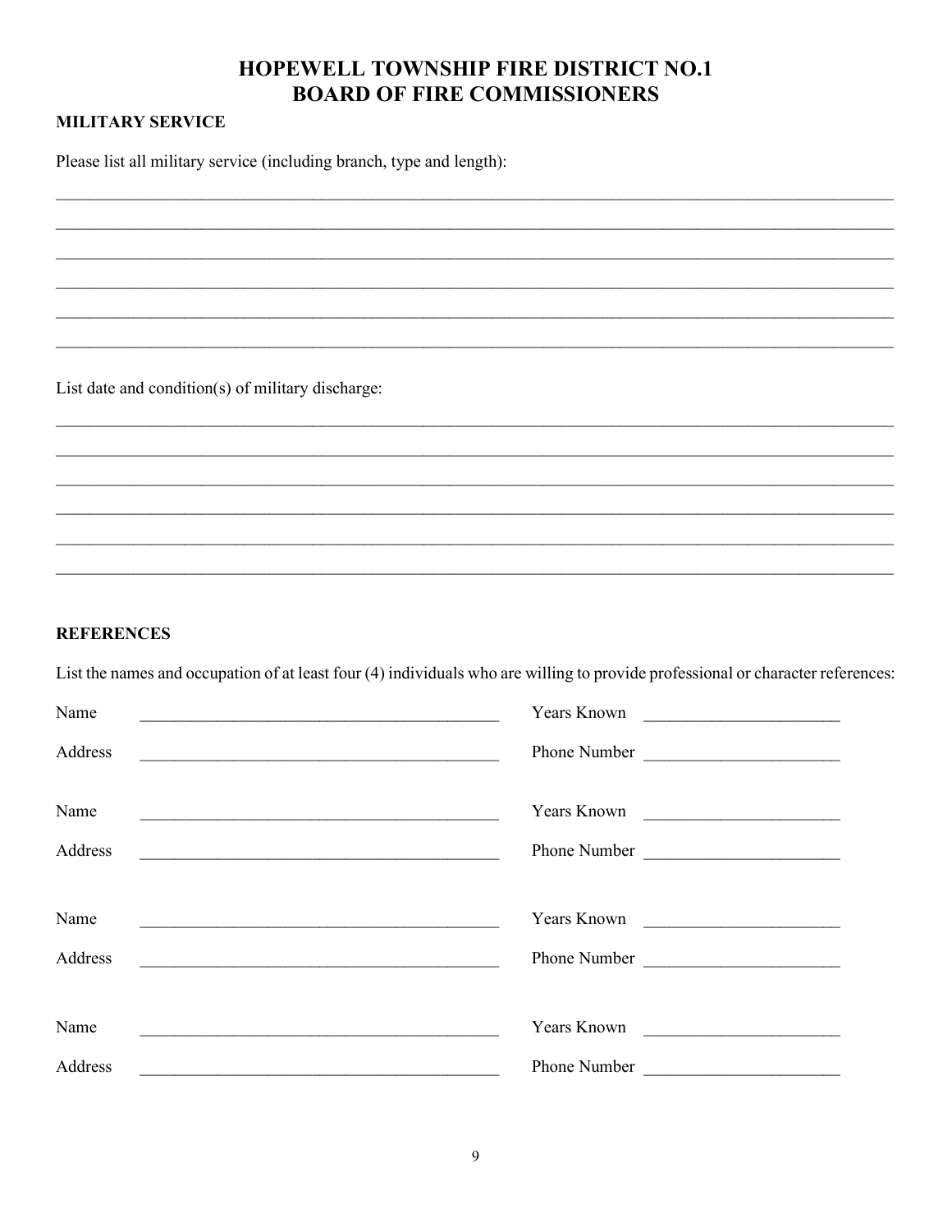# HOPEWELL TOWNSHIP FIRE DISTRICT NO.1
# BOARD OF FIRE COMMISSIONERS

## MILITARY SERVICE

Please list all military service (including branch, type and length):

\_\_\_\_\_\_\_\_\_\_\_\_\_\_\_\_\_\_\_\_\_\_\_\_\_\_\_\_\_\_\_\_\_\_\_\_\_\_\_\_\_\_\_\_\_\_\_\_\_\_\_\_\_\_\_\_\_\_\_\_\_\_\_\_\_\_\_\_\_\_\_\_\_\_\_\_

\_\_\_\_\_\_\_\_\_\_\_\_\_\_\_\_\_\_\_\_\_\_\_\_\_\_\_\_\_\_\_\_\_\_\_\_\_\_\_\_\_\_\_\_\_\_\_\_\_\_\_\_\_\_\_\_\_\_\_\_\_\_\_\_\_\_\_\_\_\_\_\_\_\_\_\_

\_\_\_\_\_\_\_\_\_\_\_\_\_\_\_\_\_\_\_\_\_\_\_\_\_\_\_\_\_\_\_\_\_\_\_\_\_\_\_\_\_\_\_\_\_\_\_\_\_\_\_\_\_\_\_\_\_\_\_\_\_\_\_\_\_\_\_\_\_\_\_\_\_\_\_\_

\_\_\_\_\_\_\_\_\_\_\_\_\_\_\_\_\_\_\_\_\_\_\_\_\_\_\_\_\_\_\_\_\_\_\_\_\_\_\_\_\_\_\_\_\_\_\_\_\_\_\_\_\_\_\_\_\_\_\_\_\_\_\_\_\_\_\_\_\_\_\_\_\_\_\_\_

\_\_\_\_\_\_\_\_\_\_\_\_\_\_\_\_\_\_\_\_\_\_\_\_\_\_\_\_\_\_\_\_\_\_\_\_\_\_\_\_\_\_\_\_\_\_\_\_\_\_\_\_\_\_\_\_\_\_\_\_\_\_\_\_\_\_\_\_\_\_\_\_\_\_\_\_

\_\_\_\_\_\_\_\_\_\_\_\_\_\_\_\_\_\_\_\_\_\_\_\_\_\_\_\_\_\_\_\_\_\_\_\_\_\_\_\_\_\_\_\_\_\_\_\_\_\_\_\_\_\_\_\_\_\_\_\_\_\_\_\_\_\_\_\_\_\_\_\_\_\_\_\_

List date and condition(s) of military discharge:

\_\_\_\_\_\_\_\_\_\_\_\_\_\_\_\_\_\_\_\_\_\_\_\_\_\_\_\_\_\_\_\_\_\_\_\_\_\_\_\_\_\_\_\_\_\_\_\_\_\_\_\_\_\_\_\_\_\_\_\_\_\_\_\_\_\_\_\_\_\_\_\_\_\_\_\_

\_\_\_\_\_\_\_\_\_\_\_\_\_\_\_\_\_\_\_\_\_\_\_\_\_\_\_\_\_\_\_\_\_\_\_\_\_\_\_\_\_\_\_\_\_\_\_\_\_\_\_\_\_\_\_\_\_\_\_\_\_\_\_\_\_\_\_\_\_\_\_\_\_\_\_\_

\_\_\_\_\_\_\_\_\_\_\_\_\_\_\_\_\_\_\_\_\_\_\_\_\_\_\_\_\_\_\_\_\_\_\_\_\_\_\_\_\_\_\_\_\_\_\_\_\_\_\_\_\_\_\_\_\_\_\_\_\_\_\_\_\_\_\_\_\_\_\_\_\_\_\_\_

\_\_\_\_\_\_\_\_\_\_\_\_\_\_\_\_\_\_\_\_\_\_\_\_\_\_\_\_\_\_\_\_\_\_\_\_\_\_\_\_\_\_\_\_\_\_\_\_\_\_\_\_\_\_\_\_\_\_\_\_\_\_\_\_\_\_\_\_\_\_\_\_\_\_\_\_

\_\_\_\_\_\_\_\_\_\_\_\_\_\_\_\_\_\_\_\_\_\_\_\_\_\_\_\_\_\_\_\_\_\_\_\_\_\_\_\_\_\_\_\_\_\_\_\_\_\_\_\_\_\_\_\_\_\_\_\_\_\_\_\_\_\_\_\_\_\_\_\_\_\_\_\_

\_\_\_\_\_\_\_\_\_\_\_\_\_\_\_\_\_\_\_\_\_\_\_\_\_\_\_\_\_\_\_\_\_\_\_\_\_\_\_\_\_\_\_\_\_\_\_\_\_\_\_\_\_\_\_\_\_\_\_\_\_\_\_\_\_\_\_\_\_\_\_\_\_\_\_\_

## REFERENCES

List the names and occupation of at least four (4) individuals who are willing to provide professional or character references:

Name \_\_\_\_\_\_\_\_\_\_\_\_\_\_\_\_\_\_\_\_\_\_\_\_\_\_\_\_\_\_\_\_\_\_\_\_ Years Known \_\_\_\_\_\_\_\_\_\_\_\_\_\_\_\_\_\_\_\_

Address \_\_\_\_\_\_\_\_\_\_\_\_\_\_\_\_\_\_\_\_\_\_\_\_\_\_\_\_\_\_\_\_\_\_\_\_ Phone Number \_\_\_\_\_\_\_\_\_\_\_\_\_\_\_\_\_\_\_\_

Name \_\_\_\_\_\_\_\_\_\_\_\_\_\_\_\_\_\_\_\_\_\_\_\_\_\_\_\_\_\_\_\_\_\_\_\_ Years Known \_\_\_\_\_\_\_\_\_\_\_\_\_\_\_\_\_\_\_\_

Address \_\_\_\_\_\_\_\_\_\_\_\_\_\_\_\_\_\_\_\_\_\_\_\_\_\_\_\_\_\_\_\_\_\_\_\_ Phone Number \_\_\_\_\_\_\_\_\_\_\_\_\_\_\_\_\_\_\_\_

Name \_\_\_\_\_\_\_\_\_\_\_\_\_\_\_\_\_\_\_\_\_\_\_\_\_\_\_\_\_\_\_\_\_\_\_\_ Years Known \_\_\_\_\_\_\_\_\_\_\_\_\_\_\_\_\_\_\_\_

Address \_\_\_\_\_\_\_\_\_\_\_\_\_\_\_\_\_\_\_\_\_\_\_\_\_\_\_\_\_\_\_\_\_\_\_\_ Phone Number \_\_\_\_\_\_\_\_\_\_\_\_\_\_\_\_\_\_\_\_

Name \_\_\_\_\_\_\_\_\_\_\_\_\_\_\_\_\_\_\_\_\_\_\_\_\_\_\_\_\_\_\_\_\_\_\_\_ Years Known \_\_\_\_\_\_\_\_\_\_\_\_\_\_\_\_\_\_\_\_

Address \_\_\_\_\_\_\_\_\_\_\_\_\_\_\_\_\_\_\_\_\_\_\_\_\_\_\_\_\_\_\_\_\_\_\_\_ Phone Number \_\_\_\_\_\_\_\_\_\_\_\_\_\_\_\_\_\_\_\_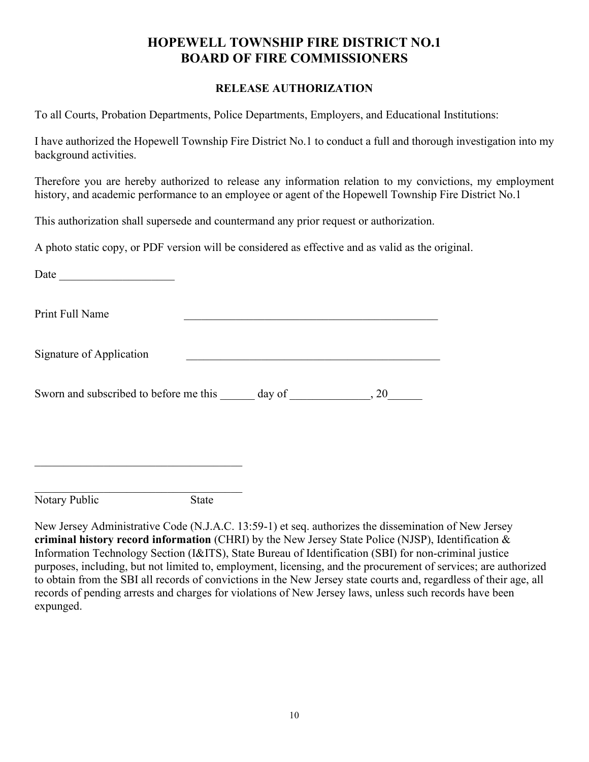# HOPEWELL TOWNSHIP FIRE DISTRICT NO.1
# BOARD OF FIRE COMMISSIONERS

## RELEASE AUTHORIZATION

To all Courts, Probation Departments, Police Departments, Employers, and Educational Institutions:

I have authorized the Hopewell Township Fire District No.1 to conduct a full and thorough investigation into my background activities.

Therefore you are hereby authorized to release any information relation to my convictions, my employment history, and academic performance to an employee or agent of the Hopewell Township Fire District No.1

This authorization shall supersede and countermand any prior request or authorization.

A photo static copy, or PDF version will be considered as effective and as valid as the original.

Date ____________________

Print Full Name ______________________________________________

Signature of Application ______________________________________________

Sworn and subscribed to before me this ______ day of ______________, 20______

_____________________________________

_____________________________________
Notary Public State

New Jersey Administrative Code (N.J.A.C. 13:59-1) et seq. authorizes the dissemination of New Jersey **criminal history record information** (CHRI) by the New Jersey State Police (NJSP), Identification & Information Technology Section (I&ITS), State Bureau of Identification (SBI) for non-criminal justice purposes, including, but not limited to, employment, licensing, and the procurement of services; are authorized to obtain from the SBI all records of convictions in the New Jersey state courts and, regardless of their age, all records of pending arrests and charges for violations of New Jersey laws, unless such records have been expunged.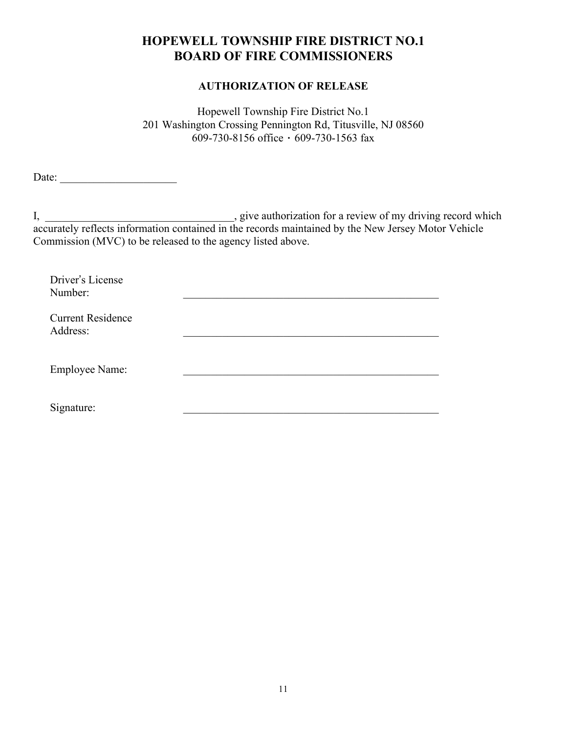# HOPEWELL TOWNSHIP FIRE DISTRICT NO.1
# BOARD OF FIRE COMMISSIONERS

## AUTHORIZATION OF RELEASE

Hopewell Township Fire District No.1
201 Washington Crossing Pennington Rd, Titusville, NJ 08560
609-730-8156 office・609-730-1563 fax

Date: ____________________

I, ________________________________, give authorization for a review of my driving record which accurately reflects information contained in the records maintained by the New Jersey Motor Vehicle Commission (MVC) to be released to the agency listed above.

Driver's License Number: ____________________________________________

Current Residence Address: ____________________________________________

Employee Name: ____________________________________________

Signature: ____________________________________________